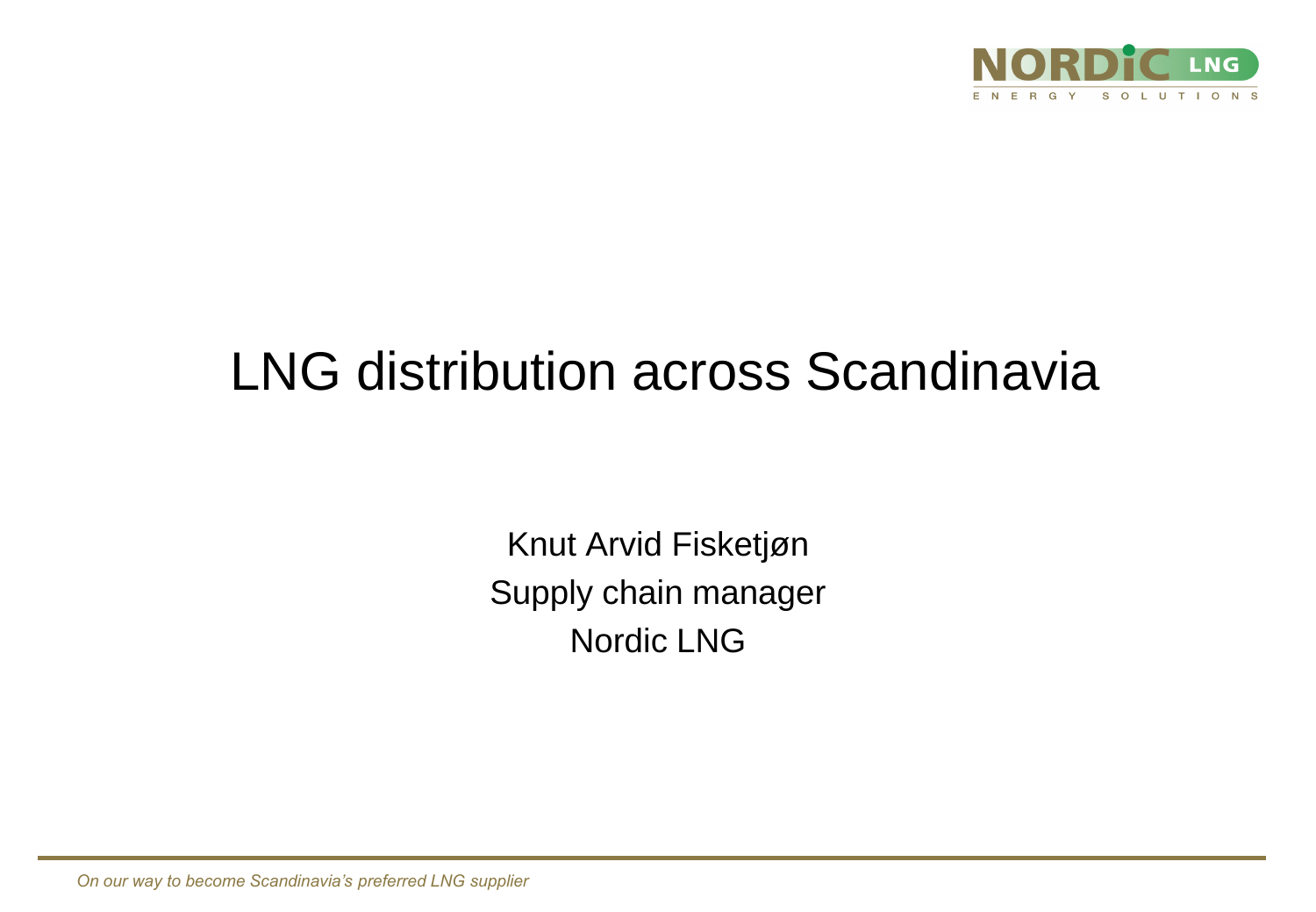# LNG distribution across Scandinavia

Knut Arvid Fisketjøn
Supply chain manager
Nordic LNG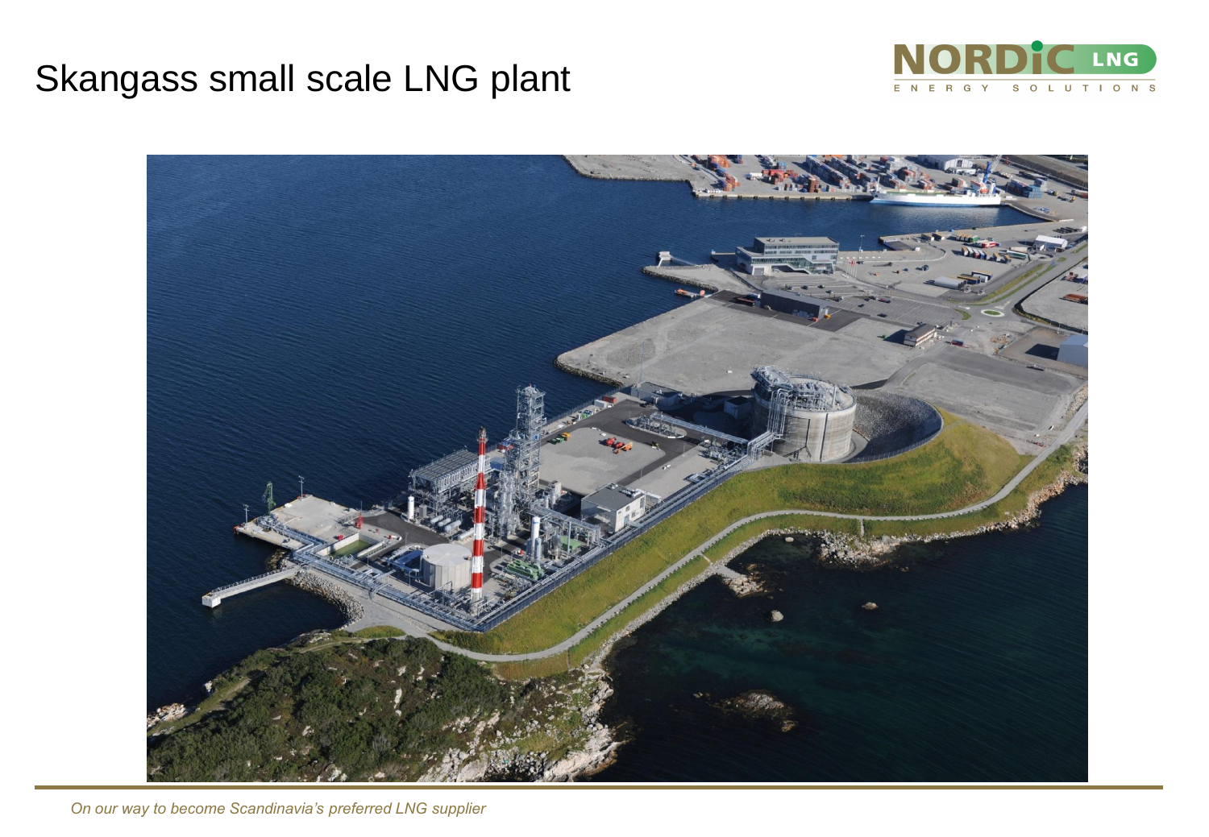# Skangass small scale LNG plant

*On our way to become Scandinavia's preferred LNG supplier*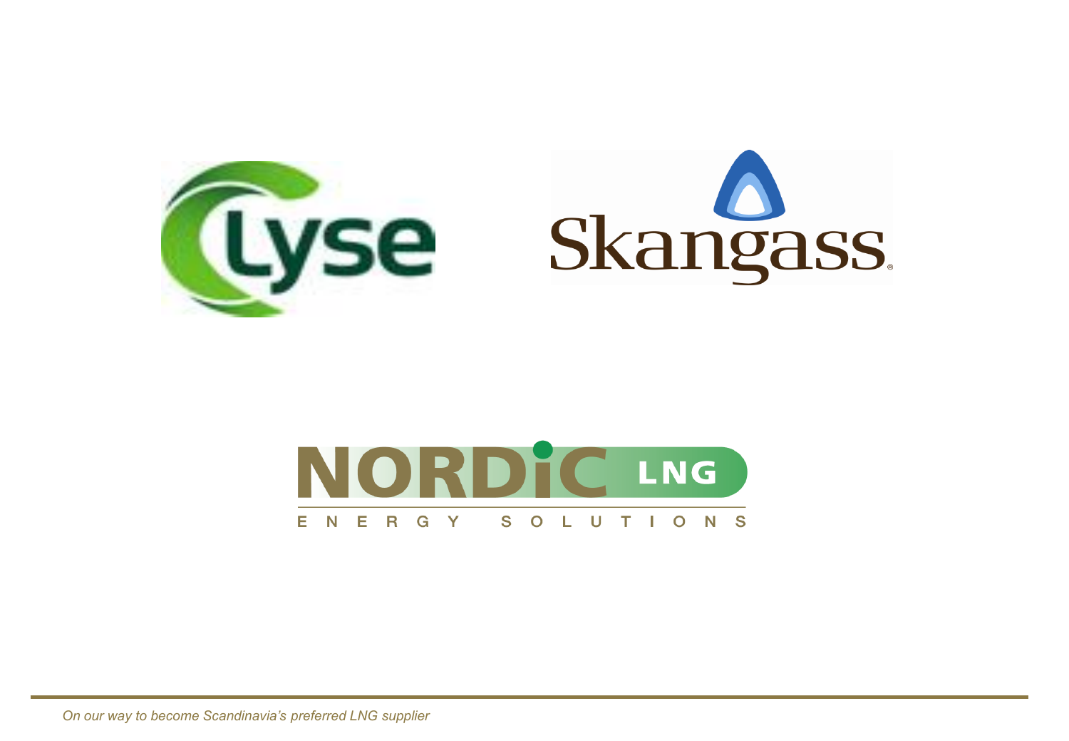Lyse

Skangass

NORDIC LNG

ENERGY SOLUTIONS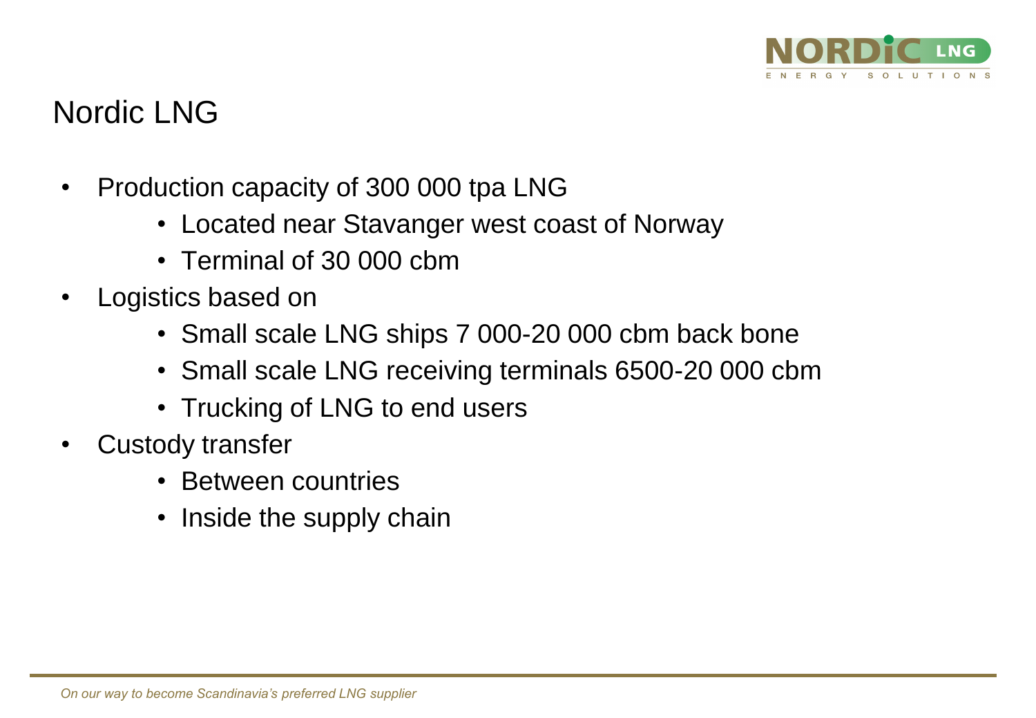# Nordic LNG

- Production capacity of 300 000 tpa LNG
    - Located near Stavanger west coast of Norway
    - Terminal of 30 000 cbm
- Logistics based on
    - Small scale LNG ships 7 000-20 000 cbm back bone
    - Small scale LNG receiving terminals 6500-20 000 cbm
    - Trucking of LNG to end users
- Custody transfer
    - Between countries
    - Inside the supply chain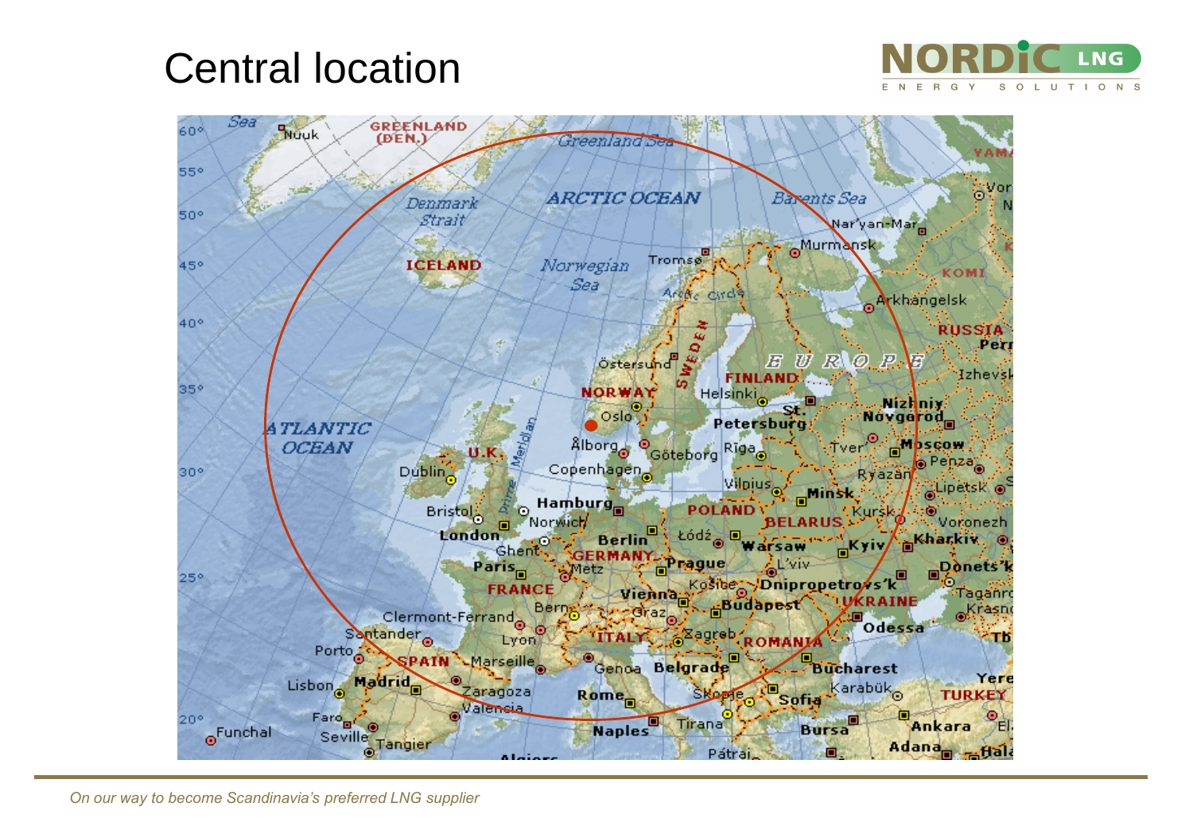# Central location

*On our way to become Scandinavia's preferred LNG supplier*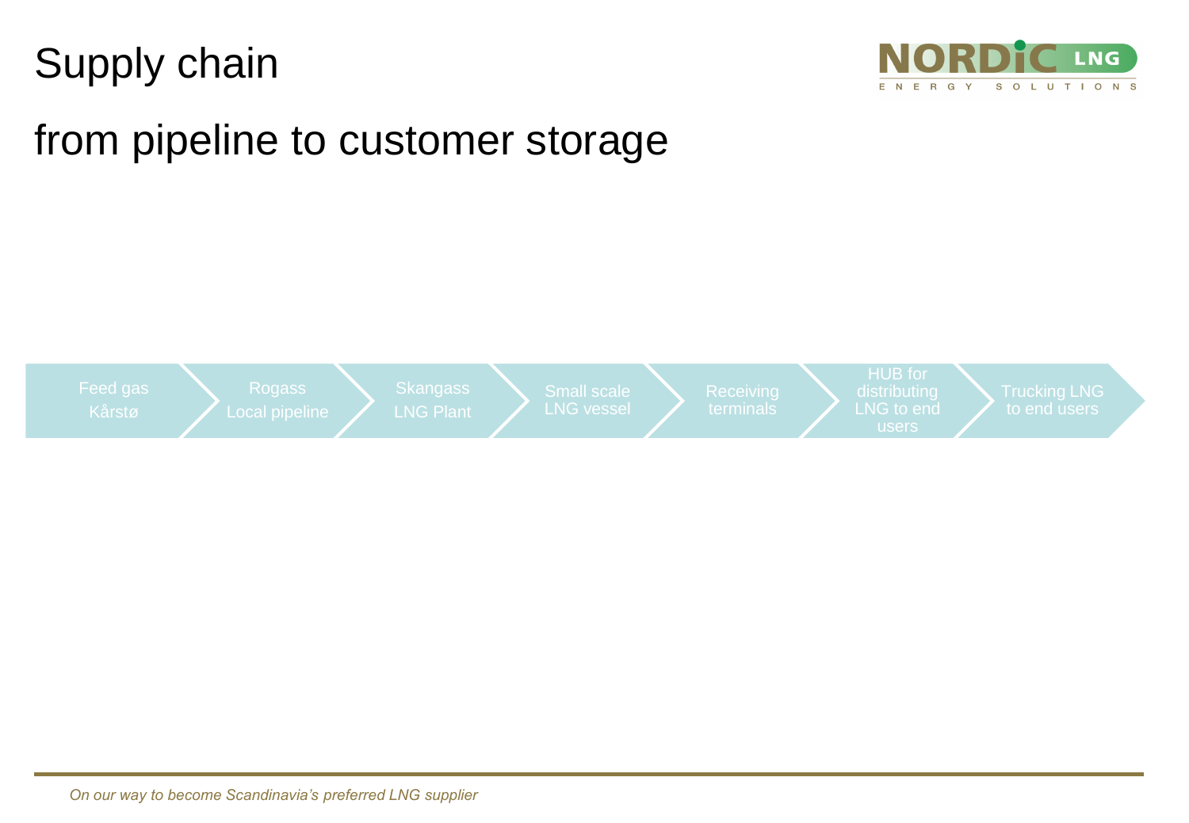# Supply chain

## from pipeline to customer storage

1. Feed gas Kårstø
2. Rogass Local pipeline
3. Skangass LNG Plant
4. Small scale LNG vessel
5. Receiving terminals
6. HUB for distributing LNG to end users
7. Trucking LNG to end users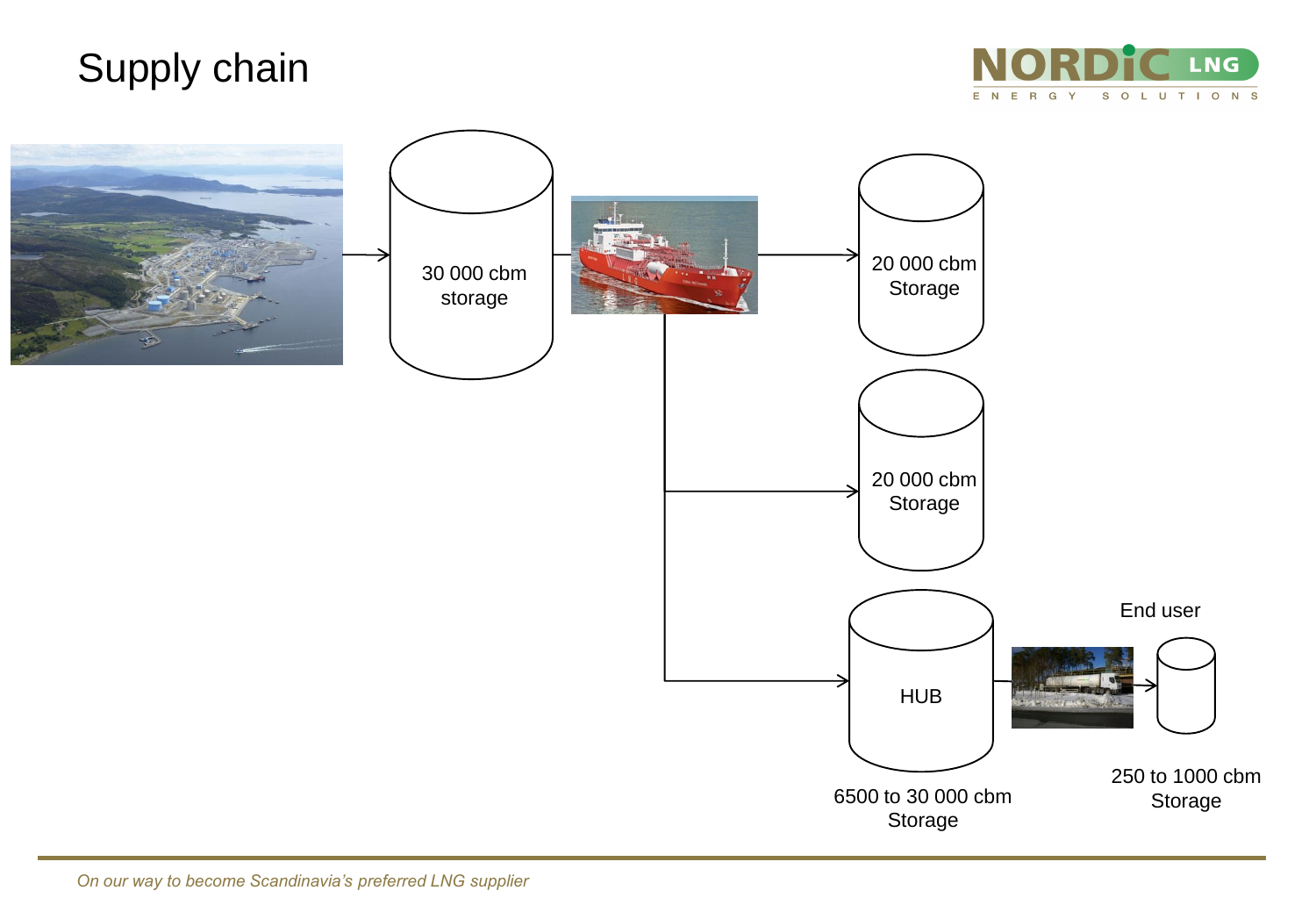# Supply chain

30 000 cbm storage

20 000 cbm Storage

20 000 cbm Storage

HUB

6500 to 30 000 cbm Storage

End user

250 to 1000 cbm Storage

*On our way to become Scandinavia's preferred LNG supplier*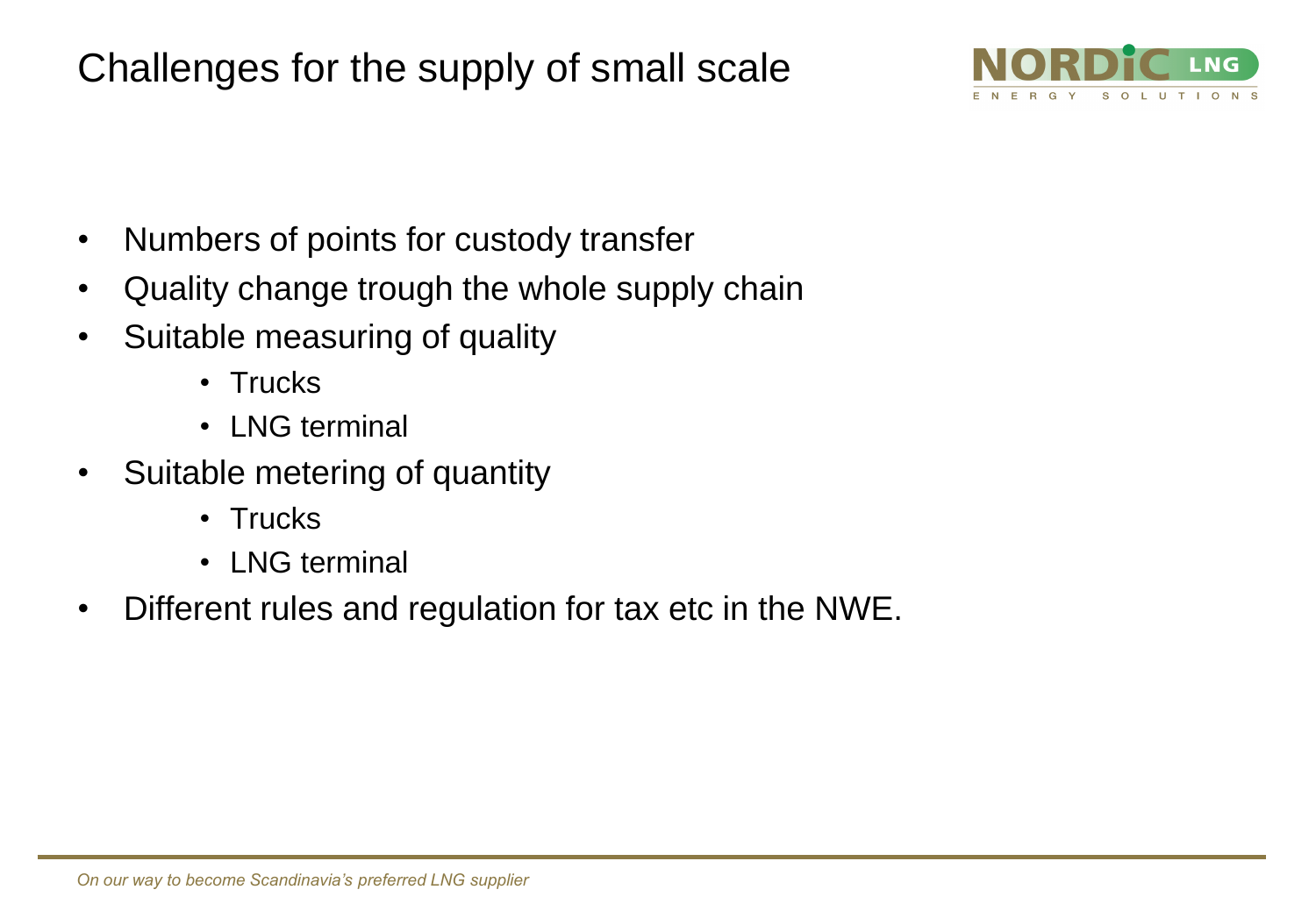# Challenges for the supply of small scale

- Numbers of points for custody transfer
- Quality change trough the whole supply chain
- Suitable measuring of quality
  - Trucks
  - LNG terminal
- Suitable metering of quantity
  - Trucks
  - LNG terminal
- Different rules and regulation for tax etc in the NWE.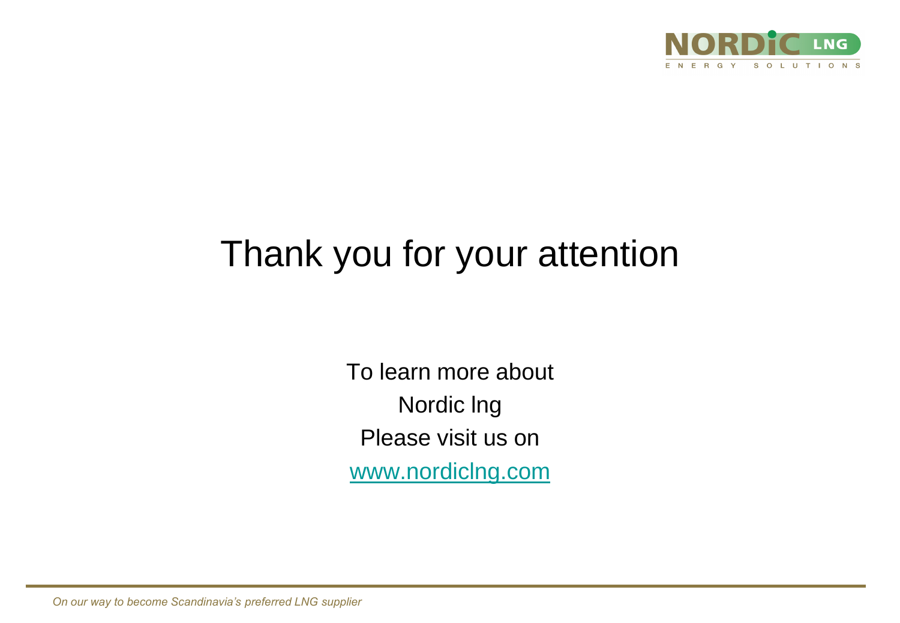# Thank you for your attention

To learn more about

Nordic lng

Please visit us on

www.nordiclng.com

*On our way to become Scandinavia's preferred LNG supplier*